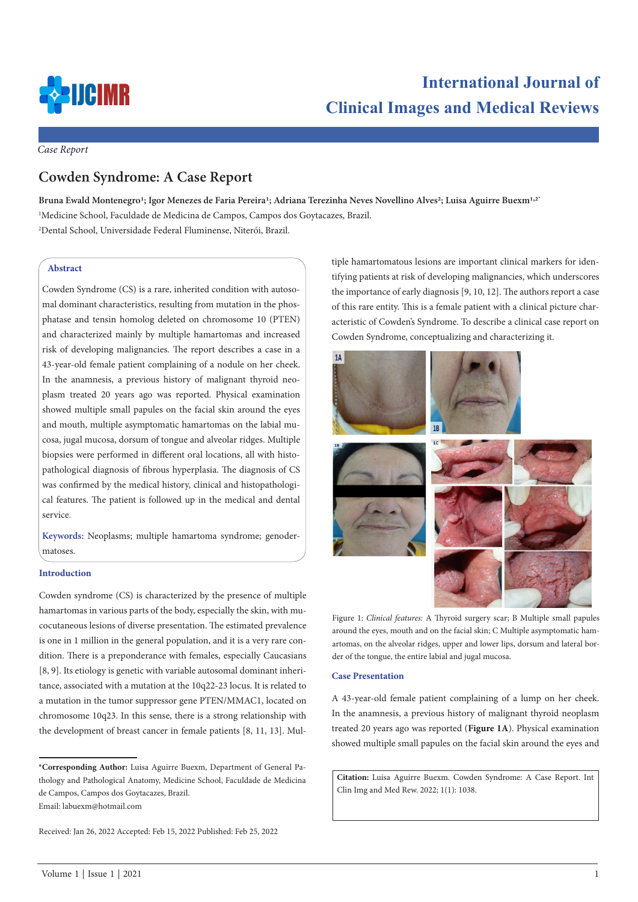*Case Report*

# Cowden Syndrome: A Case Report

**Bruna Ewald Montenegro[1]; Igor Menezes de Faria Pereira[1]; Adriana Terezinha Neves Novellino Alves[2]; Luisa Aguirre Buexm[1,2*]**

[1]Medicine School, Faculdade de Medicina de Campos, Campos dos Goytacazes, Brazil.

[2]Dental School, Universidade Federal Fluminense, Niterói, Brazil.

## Abstract

Cowden Syndrome (CS) is a rare, inherited condition with autosomal dominant characteristics, resulting from mutation in the phosphatase and tensin homolog deleted on chromosome 10 (PTEN) and characterized mainly by multiple hamartomas and increased risk of developing malignancies. The report describes a case in a 43-year-old female patient complaining of a nodule on her cheek. In the anamnesis, a previous history of malignant thyroid neoplasm treated 20 years ago was reported. Physical examination showed multiple small papules on the facial skin around the eyes and mouth, multiple asymptomatic hamartomas on the labial mucosa, jugal mucosa, dorsum of tongue and alveolar ridges. Multiple biopsies were performed in different oral locations, all with histopathological diagnosis of fibrous hyperplasia. The diagnosis of CS was confirmed by the medical history, clinical and histopathological features. The patient is followed up in the medical and dental service.

**Keywords:** Neoplasms; multiple hamartoma syndrome; genodermatoses.

## Introduction

Cowden syndrome (CS) is characterized by the presence of multiple hamartomas in various parts of the body, especially the skin, with mucocutaneous lesions of diverse presentation. The estimated prevalence is one in 1 million in the general population, and it is a very rare condition. There is a preponderance with females, especially Caucasians [8, 9]. Its etiology is genetic with variable autosomal dominant inheritance, associated with a mutation at the 10q22-23 locus. It is related to a mutation in the tumor suppressor gene PTEN/MMAC1, located on chromosome 10q23. In this sense, there is a strong relationship with the development of breast cancer in female patients [8, 11, 13]. Multiple hamartomatous lesions are important clinical markers for identifying patients at risk of developing malignancies, which underscores the importance of early diagnosis [9, 10, 12]. The authors report a case of this rare entity. This is a female patient with a clinical picture characteristic of Cowden's Syndrome. To describe a clinical case report on Cowden Syndrome, conceptualizing and characterizing it.

Figure 1: *Clinical features:* A Thyroid surgery scar; B Multiple small papules around the eyes, mouth and on the facial skin; C Multiple asymptomatic hamartomas, on the alveolar ridges, upper and lower lips, dorsum and lateral border of the tongue, the entire labial and jugal mucosa.

## Case Presentation

A 43-year-old female patient complaining of a lump on her cheek. In the anamnesis, a previous history of malignant thyroid neoplasm treated 20 years ago was reported (**Figure 1A**). Physical examination showed multiple small papules on the facial skin around the eyes and

**\*Corresponding Author:** Luisa Aguirre Buexm, Department of General Pathology and Pathological Anatomy, Medicine School, Faculdade de Medicina de Campos, Campos dos Goytacazes, Brazil.

Email: labuexm@hotmail.com

Received: Jan 26, 2022 Accepted: Feb 15, 2022 Published: Feb 25, 2022

**Citation:** Luisa Aguirre Buexm. Cowden Syndrome: A Case Report. Int Clin Img and Med Rew. 2022; 1(1): 1038.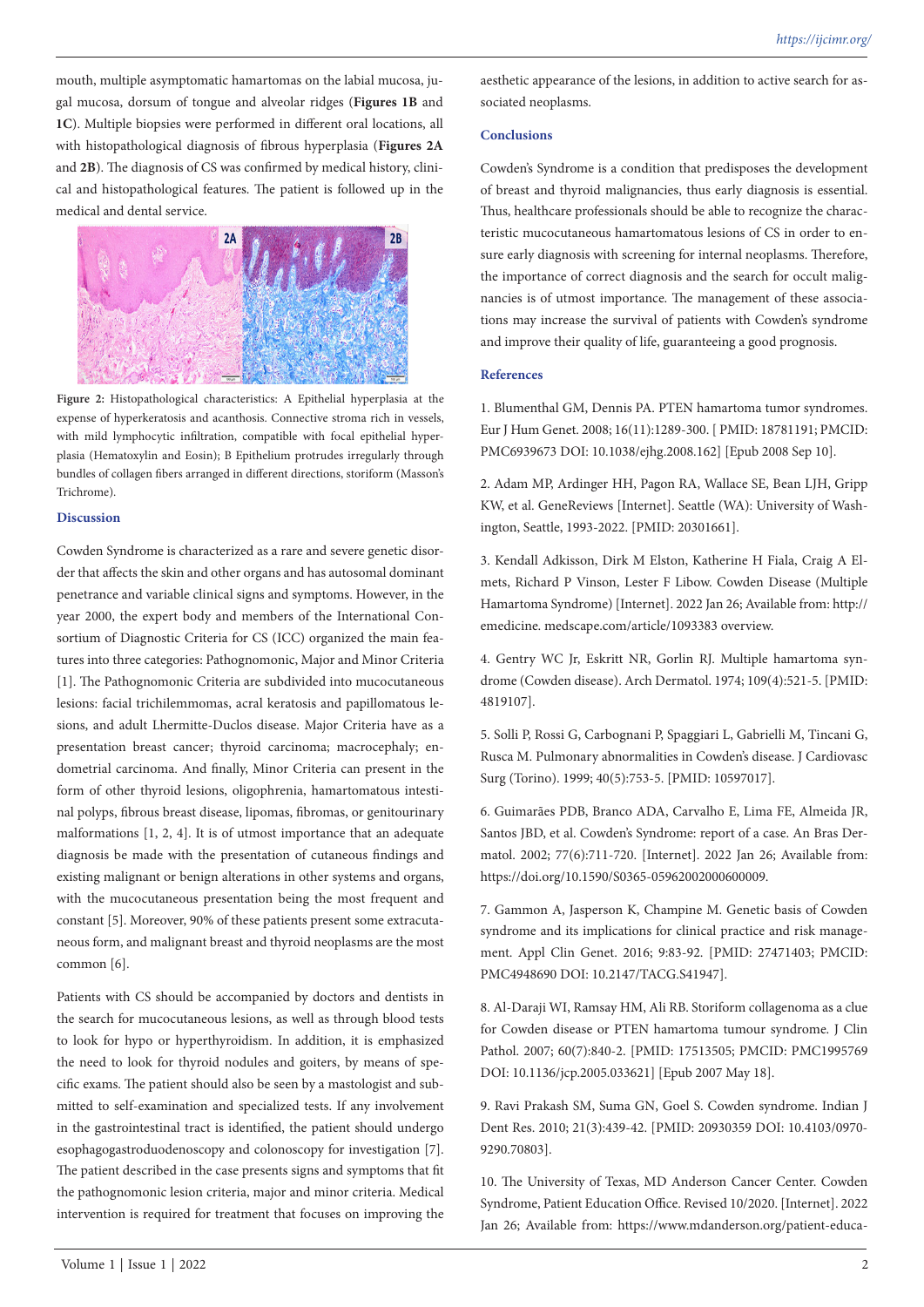mouth, multiple asymptomatic hamartomas on the labial mucosa, jugal mucosa, dorsum of tongue and alveolar ridges (**Figures 1B** and **1C**). Multiple biopsies were performed in different oral locations, all with histopathological diagnosis of fibrous hyperplasia (**Figures 2A** and **2B**). The diagnosis of CS was confirmed by medical history, clinical and histopathological features. The patient is followed up in the medical and dental service.

**Figure 2:** Histopathological characteristics: A Epithelial hyperplasia at the expense of hyperkeratosis and acanthosis. Connective stroma rich in vessels, with mild lymphocytic infiltration, compatible with focal epithelial hyperplasia (Hematoxylin and Eosin); B Epithelium protrudes irregularly through bundles of collagen fibers arranged in different directions, storiform (Masson's Trichrome).

## Discussion

Cowden Syndrome is characterized as a rare and severe genetic disorder that affects the skin and other organs and has autosomal dominant penetrance and variable clinical signs and symptoms. However, in the year 2000, the expert body and members of the International Consortium of Diagnostic Criteria for CS (ICC) organized the main features into three categories: Pathognomonic, Major and Minor Criteria [1]. The Pathognomonic Criteria are subdivided into mucocutaneous lesions: facial trichilemmomas, acral keratosis and papillomatous lesions, and adult Lhermitte-Duclos disease. Major Criteria have as a presentation breast cancer; thyroid carcinoma; macrocephaly; endometrial carcinoma. And finally, Minor Criteria can present in the form of other thyroid lesions, oligophrenia, hamartomatous intestinal polyps, fibrous breast disease, lipomas, fibromas, or genitourinary malformations [1, 2, 4]. It is of utmost importance that an adequate diagnosis be made with the presentation of cutaneous findings and existing malignant or benign alterations in other systems and organs, with the mucocutaneous presentation being the most frequent and constant [5]. Moreover, 90% of these patients present some extracutaneous form, and malignant breast and thyroid neoplasms are the most common [6].

Patients with CS should be accompanied by doctors and dentists in the search for mucocutaneous lesions, as well as through blood tests to look for hypo or hyperthyroidism. In addition, it is emphasized the need to look for thyroid nodules and goiters, by means of specific exams. The patient should also be seen by a mastologist and submitted to self-examination and specialized tests. If any involvement in the gastrointestinal tract is identified, the patient should undergo esophagogastroduodenoscopy and colonoscopy for investigation [7]. The patient described in the case presents signs and symptoms that fit the pathognomonic lesion criteria, major and minor criteria. Medical intervention is required for treatment that focuses on improving the aesthetic appearance of the lesions, in addition to active search for associated neoplasms.

## Conclusions

Cowden's Syndrome is a condition that predisposes the development of breast and thyroid malignancies, thus early diagnosis is essential. Thus, healthcare professionals should be able to recognize the characteristic mucocutaneous hamartomatous lesions of CS in order to ensure early diagnosis with screening for internal neoplasms. Therefore, the importance of correct diagnosis and the search for occult malignancies is of utmost importance. The management of these associations may increase the survival of patients with Cowden's syndrome and improve their quality of life, guaranteeing a good prognosis.

## References

1. Blumenthal GM, Dennis PA. PTEN hamartoma tumor syndromes. Eur J Hum Genet. 2008; 16(11):1289-300. [ PMID: 18781191; PMCID: PMC6939673 DOI: 10.1038/ejhg.2008.162] [Epub 2008 Sep 10].

2. Adam MP, Ardinger HH, Pagon RA, Wallace SE, Bean LJH, Gripp KW, et al. GeneReviews [Internet]. Seattle (WA): University of Washington, Seattle, 1993-2022. [PMID: 20301661].

3. Kendall Adkisson, Dirk M Elston, Katherine H Fiala, Craig A Elmets, Richard P Vinson, Lester F Libow. Cowden Disease (Multiple Hamartoma Syndrome) [Internet]. 2022 Jan 26; Available from: http://emedicine. medscape.com/article/1093383 overview.

4. Gentry WC Jr, Eskritt NR, Gorlin RJ. Multiple hamartoma syndrome (Cowden disease). Arch Dermatol. 1974; 109(4):521-5. [PMID: 4819107].

5. Solli P, Rossi G, Carbognani P, Spaggiari L, Gabrielli M, Tincani G, Rusca M. Pulmonary abnormalities in Cowden's disease. J Cardiovasc Surg (Torino). 1999; 40(5):753-5. [PMID: 10597017].

6. Guimarães PDB, Branco ADA, Carvalho E, Lima FE, Almeida JR, Santos JBD, et al. Cowden's Syndrome: report of a case. An Bras Dermatol. 2002; 77(6):711-720. [Internet]. 2022 Jan 26; Available from: https://doi.org/10.1590/S0365-05962002000600009.

7. Gammon A, Jasperson K, Champine M. Genetic basis of Cowden syndrome and its implications for clinical practice and risk management. Appl Clin Genet. 2016; 9:83-92. [PMID: 27471403; PMCID: PMC4948690 DOI: 10.2147/TACG.S41947].

8. Al-Daraji WI, Ramsay HM, Ali RB. Storiform collagenoma as a clue for Cowden disease or PTEN hamartoma tumour syndrome. J Clin Pathol. 2007; 60(7):840-2. [PMID: 17513505; PMCID: PMC1995769 DOI: 10.1136/jcp.2005.033621] [Epub 2007 May 18].

9. Ravi Prakash SM, Suma GN, Goel S. Cowden syndrome. Indian J Dent Res. 2010; 21(3):439-42. [PMID: 20930359 DOI: 10.4103/0970-9290.70803].

10. The University of Texas, MD Anderson Cancer Center. Cowden Syndrome, Patient Education Office. Revised 10/2020. [Internet]. 2022 Jan 26; Available from: https://www.mdanderson.org/patient-educa-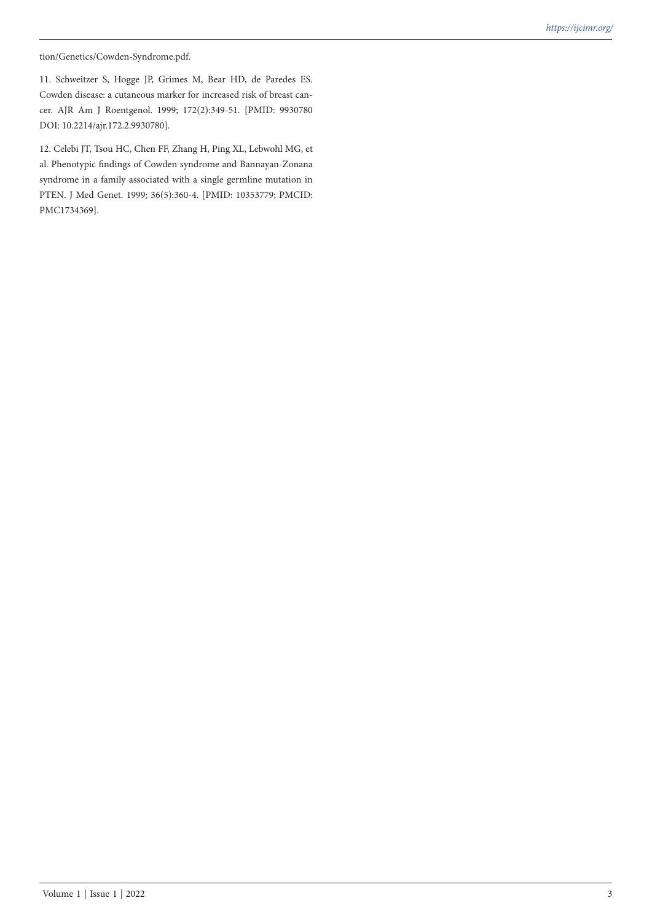tion/Genetics/Cowden-Syndrome.pdf.

11. Schweitzer S, Hogge JP, Grimes M, Bear HD, de Paredes ES. Cowden disease: a cutaneous marker for increased risk of breast cancer. AJR Am J Roentgenol. 1999; 172(2):349-51. [PMID: 9930780 DOI: 10.2214/ajr.172.2.9930780].

12. Celebi JT, Tsou HC, Chen FF, Zhang H, Ping XL, Lebwohl MG, et al. Phenotypic findings of Cowden syndrome and Bannayan-Zonana syndrome in a family associated with a single germline mutation in PTEN. J Med Genet. 1999; 36(5):360-4. [PMID: 10353779; PMCID: PMC1734369].